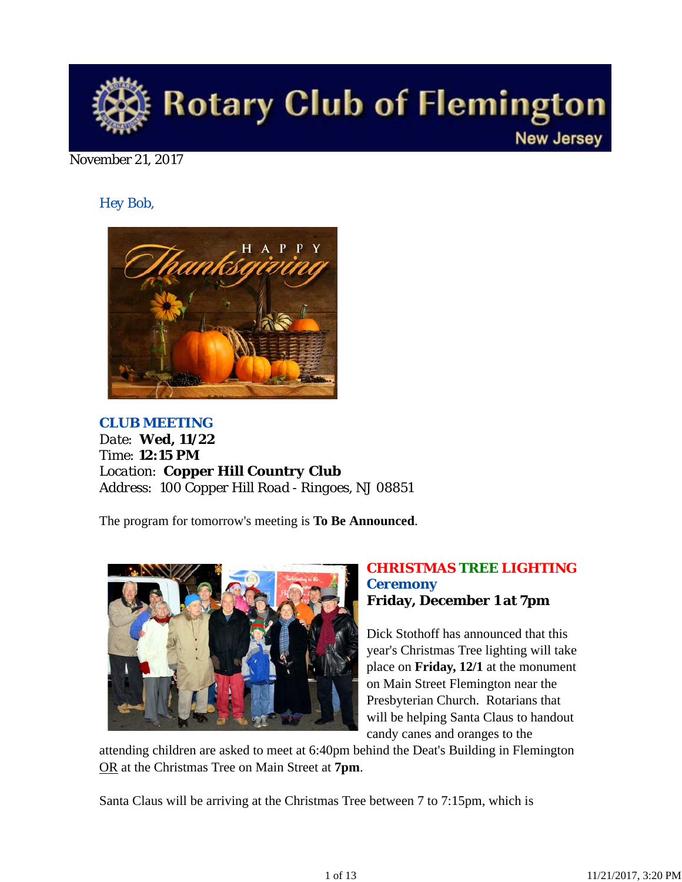# Rotary Club of Flemington

New Jersey

November 21, 2017

Hey Bob,

HAPPY Thanksgiving

**CLUB MEETING**
Date: **Wed, 11/22**
Time: **12:15 PM**
Location: **Copper Hill Country Club**
Address: 100 Copper Hill Road - Ringoes, NJ 08851

The program for tomorrow's meeting is **To Be Announced**.

## CHRISTMAS TREE LIGHTING Ceremony
**Friday, December 1 at 7pm**

Dick Stothoff has announced that this year's Christmas Tree lighting will take place on **Friday, 12/1** at the monument on Main Street Flemington near the Presbyterian Church. Rotarians that will be helping Santa Claus to handout candy canes and oranges to the attending children are asked to meet at 6:40pm behind the Deat's Building in Flemington OR at the Christmas Tree on Main Street at **7pm**.

Santa Claus will be arriving at the Christmas Tree between 7 to 7:15pm, which is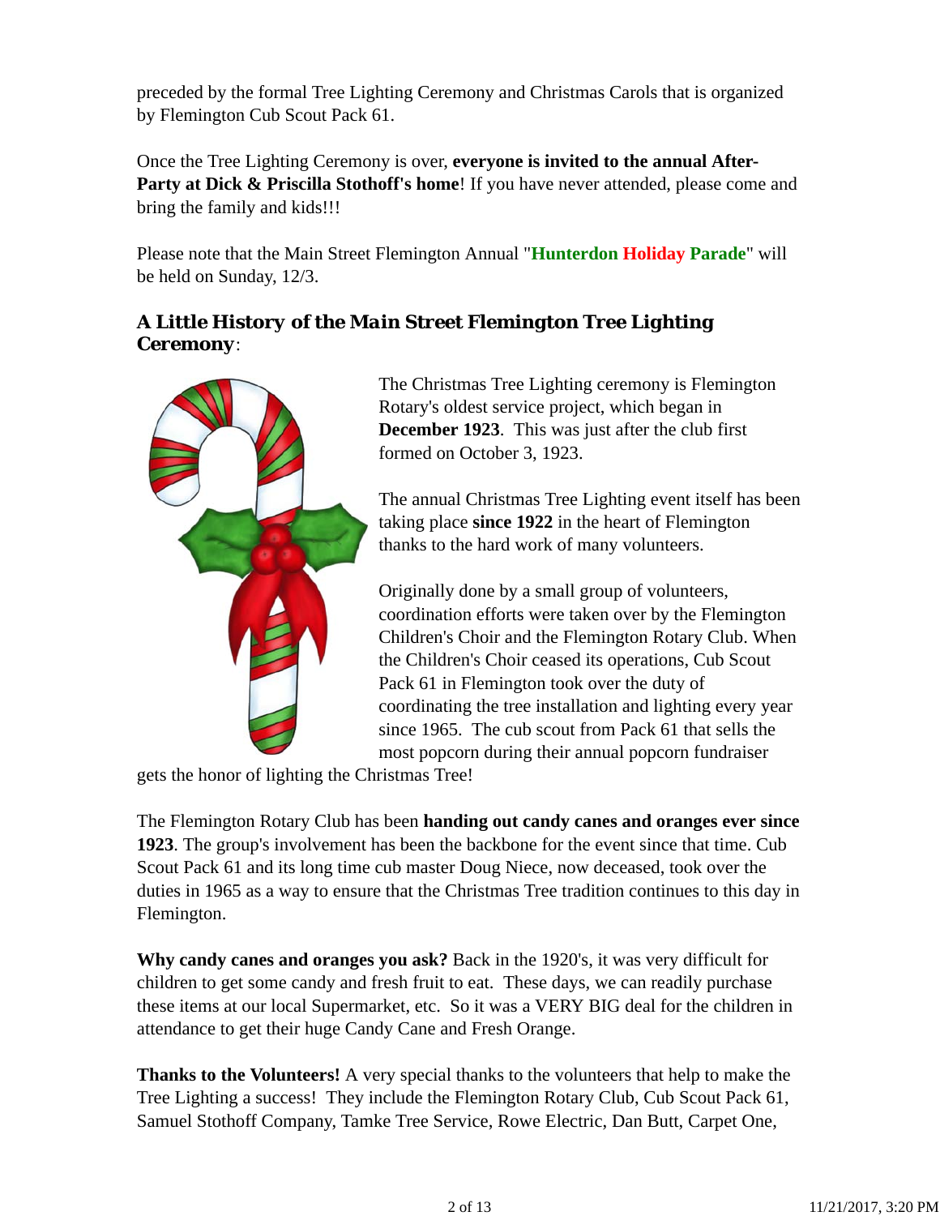preceded by the formal Tree Lighting Ceremony and Christmas Carols that is organized by Flemington Cub Scout Pack 61.

Once the Tree Lighting Ceremony is over, **everyone is invited to the annual After-Party at Dick & Priscilla Stothoff's home**! If you have never attended, please come and bring the family and kids!!!

Please note that the Main Street Flemington Annual "**Hunterdon Holiday Parade**" will be held on Sunday, 12/3.

### A Little History of the Main Street Flemington Tree Lighting Ceremony:

The Christmas Tree Lighting ceremony is Flemington Rotary's oldest service project, which began in **December 1923**. This was just after the club first formed on October 3, 1923.

The annual Christmas Tree Lighting event itself has been taking place **since 1922** in the heart of Flemington thanks to the hard work of many volunteers.

Originally done by a small group of volunteers, coordination efforts were taken over by the Flemington Children's Choir and the Flemington Rotary Club. When the Children's Choir ceased its operations, Cub Scout Pack 61 in Flemington took over the duty of coordinating the tree installation and lighting every year since 1965. The cub scout from Pack 61 that sells the most popcorn during their annual popcorn fundraiser gets the honor of lighting the Christmas Tree!

The Flemington Rotary Club has been **handing out candy canes and oranges ever since 1923**. The group's involvement has been the backbone for the event since that time. Cub Scout Pack 61 and its long time cub master Doug Niece, now deceased, took over the duties in 1965 as a way to ensure that the Christmas Tree tradition continues to this day in Flemington.

**Why candy canes and oranges you ask?** Back in the 1920's, it was very difficult for children to get some candy and fresh fruit to eat. These days, we can readily purchase these items at our local Supermarket, etc. So it was a VERY BIG deal for the children in attendance to get their huge Candy Cane and Fresh Orange.

**Thanks to the Volunteers!** A very special thanks to the volunteers that help to make the Tree Lighting a success! They include the Flemington Rotary Club, Cub Scout Pack 61, Samuel Stothoff Company, Tamke Tree Service, Rowe Electric, Dan Butt, Carpet One,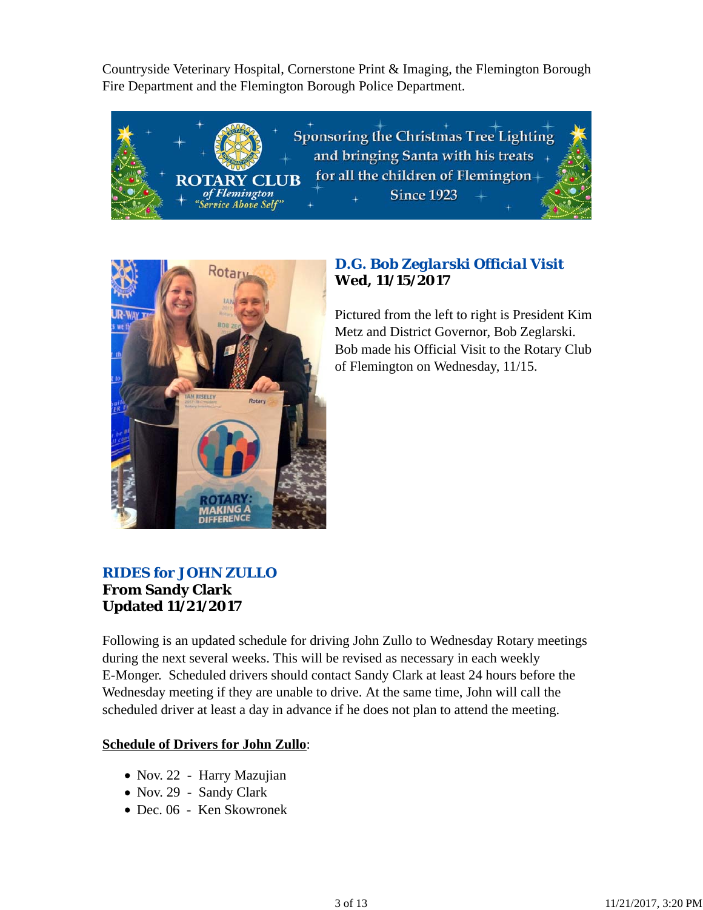Countryside Veterinary Hospital, Cornerstone Print & Imaging, the Flemington Borough Fire Department and the Flemington Borough Police Department.

### D.G. Bob Zeglarski Official Visit
**Wed, 11/15/2017**

Pictured from the left to right is President Kim Metz and District Governor, Bob Zeglarski. Bob made his Official Visit to the Rotary Club of Flemington on Wednesday, 11/15.

### RIDES for JOHN ZULLO
**From Sandy Clark**
**Updated 11/21/2017**

Following is an updated schedule for driving John Zullo to Wednesday Rotary meetings during the next several weeks. This will be revised as necessary in each weekly E-Monger. Scheduled drivers should contact Sandy Clark at least 24 hours before the Wednesday meeting if they are unable to drive. At the same time, John will call the scheduled driver at least a day in advance if he does not plan to attend the meeting.

**Schedule of Drivers for John Zullo**:

- Nov. 22 - Harry Mazujian
- Nov. 29 - Sandy Clark
- Dec. 06 - Ken Skowronek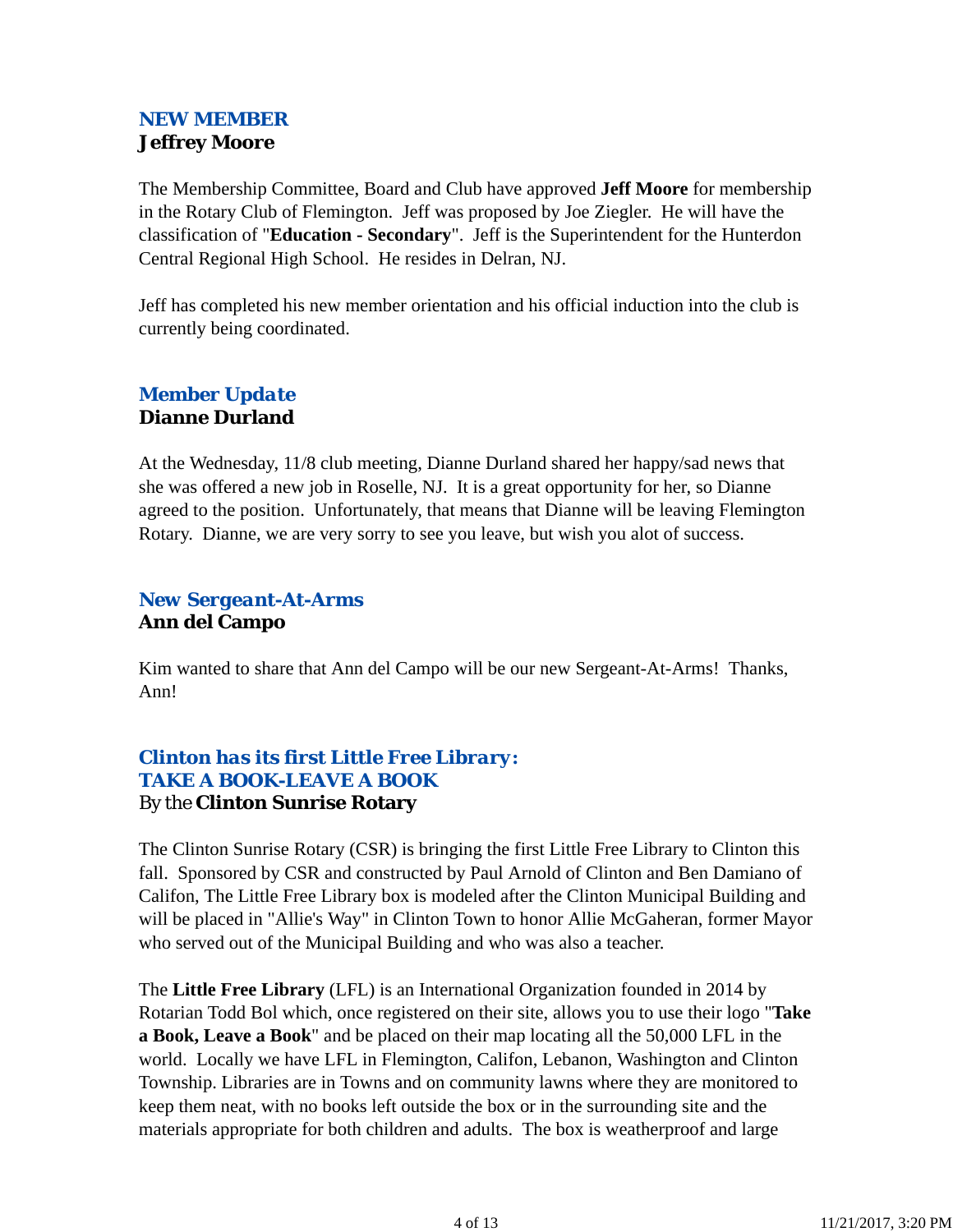### *NEW MEMBER*
**Jeffrey Moore**

The Membership Committee, Board and Club have approved **Jeff Moore** for membership in the Rotary Club of Flemington. Jeff was proposed by Joe Ziegler. He will have the classification of "**Education - Secondary**". Jeff is the Superintendent for the Hunterdon Central Regional High School. He resides in Delran, NJ.

Jeff has completed his new member orientation and his official induction into the club is currently being coordinated.

### *Member Update*
**Dianne Durland**

At the Wednesday, 11/8 club meeting, Dianne Durland shared her happy/sad news that she was offered a new job in Roselle, NJ. It is a great opportunity for her, so Dianne agreed to the position. Unfortunately, that means that Dianne will be leaving Flemington Rotary. Dianne, we are very sorry to see you leave, but wish you alot of success.

### *New Sergeant-At-Arms*
**Ann del Campo**

Kim wanted to share that Ann del Campo will be our new Sergeant-At-Arms! Thanks, Ann!

### *Clinton has its first Little Free Library: TAKE A BOOK-LEAVE A BOOK*
By the **Clinton Sunrise Rotary**

The Clinton Sunrise Rotary (CSR) is bringing the first Little Free Library to Clinton this fall. Sponsored by CSR and constructed by Paul Arnold of Clinton and Ben Damiano of Califon, The Little Free Library box is modeled after the Clinton Municipal Building and will be placed in "Allie's Way" in Clinton Town to honor Allie McGaheran, former Mayor who served out of the Municipal Building and who was also a teacher.

The **Little Free Library** (LFL) is an International Organization founded in 2014 by Rotarian Todd Bol which, once registered on their site, allows you to use their logo "**Take a Book, Leave a Book**" and be placed on their map locating all the 50,000 LFL in the world. Locally we have LFL in Flemington, Califon, Lebanon, Washington and Clinton Township. Libraries are in Towns and on community lawns where they are monitored to keep them neat, with no books left outside the box or in the surrounding site and the materials appropriate for both children and adults. The box is weatherproof and large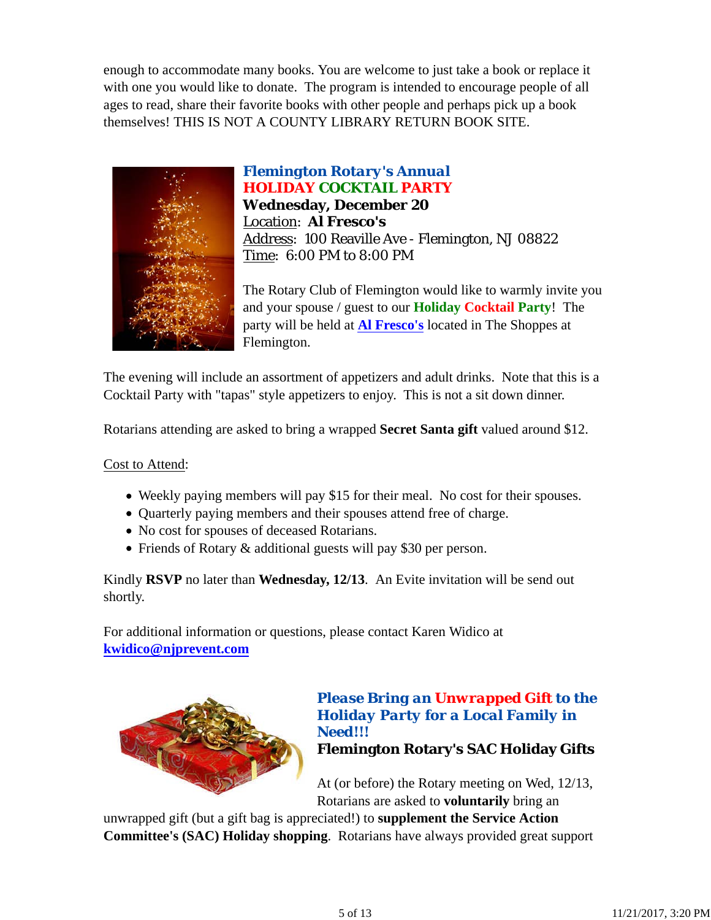enough to accommodate many books. You are welcome to just take a book or replace it with one you would like to donate. The program is intended to encourage people of all ages to read, share their favorite books with other people and perhaps pick up a book themselves! THIS IS NOT A COUNTY LIBRARY RETURN BOOK SITE.

## Flemington Rotary's Annual HOLIDAY COCKTAIL PARTY

**Wednesday, December 20**
Location: **Al Fresco's**
Address: 100 Reaville Ave - Flemington, NJ 08822
Time: 6:00 PM to 8:00 PM

The Rotary Club of Flemington would like to warmly invite you and your spouse / guest to our **Holiday Cocktail Party**! The party will be held at **Al Fresco's** located in The Shoppes at Flemington.

The evening will include an assortment of appetizers and adult drinks. Note that this is a Cocktail Party with "tapas" style appetizers to enjoy. This is not a sit down dinner.

Rotarians attending are asked to bring a wrapped **Secret Santa gift** valued around $12.

Cost to Attend:

- Weekly paying members will pay $15 for their meal. No cost for their spouses.
- Quarterly paying members and their spouses attend free of charge.
- No cost for spouses of deceased Rotarians.
- Friends of Rotary & additional guests will pay $30 per person.

Kindly **RSVP** no later than **Wednesday, 12/13**. An Evite invitation will be send out shortly.

For additional information or questions, please contact Karen Widico at **kwidico@njprevent.com**

## Please Bring an Unwrapped Gift to the Holiday Party for a Local Family in Need!!!

**Flemington Rotary's SAC Holiday Gifts**

At (or before) the Rotary meeting on Wed, 12/13, Rotarians are asked to **voluntarily** bring an unwrapped gift (but a gift bag is appreciated!) to **supplement the Service Action Committee's (SAC) Holiday shopping**. Rotarians have always provided great support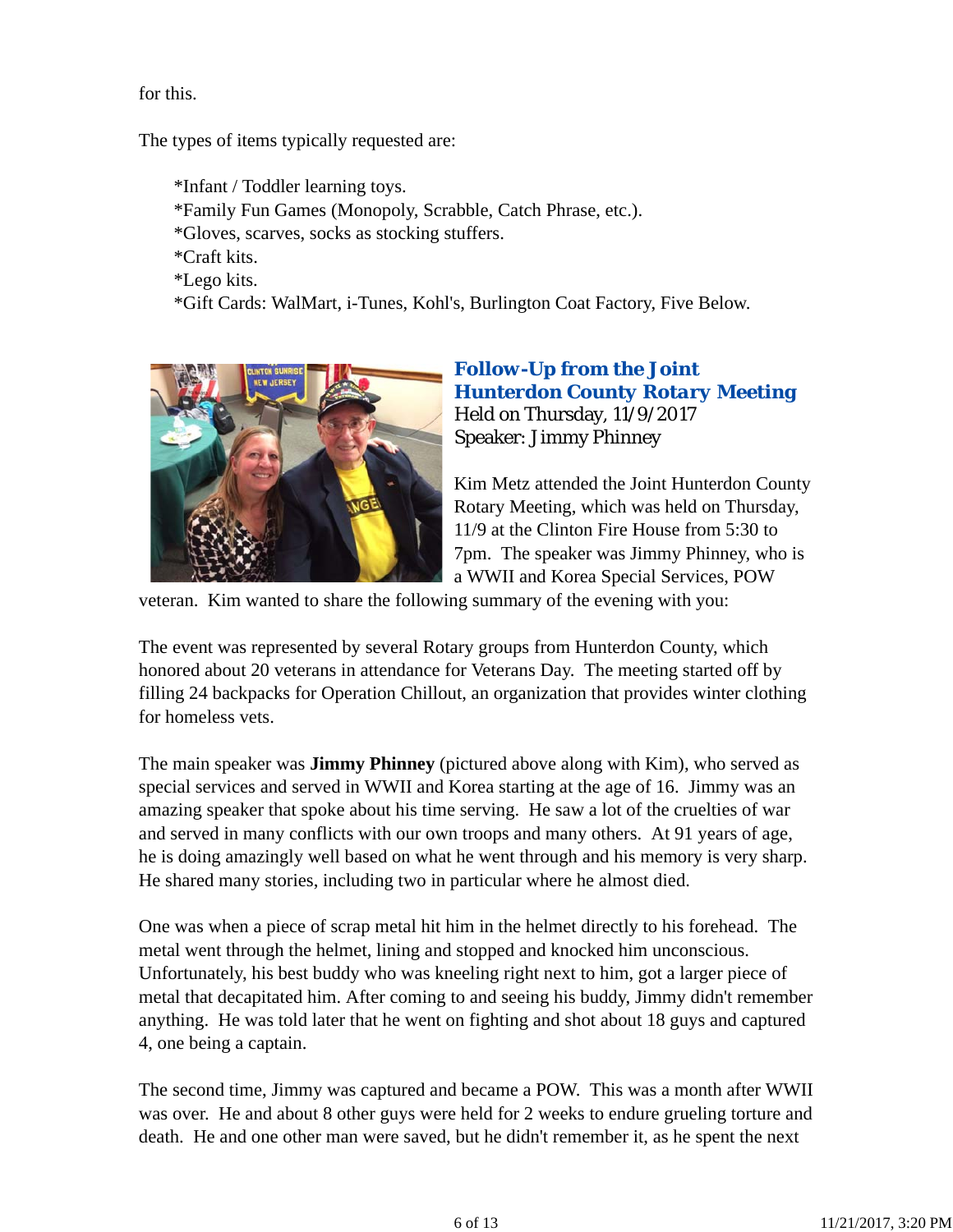for this.

The types of items typically requested are:

*Infant / Toddler learning toys.
*Family Fun Games (Monopoly, Scrabble, Catch Phrase, etc.).
*Gloves, scarves, socks as stocking stuffers.
*Craft kits.
*Lego kits.
*Gift Cards: WalMart, i-Tunes, Kohl's, Burlington Coat Factory, Five Below.

## Follow-Up from the Joint Hunterdon County Rotary Meeting

Held on Thursday, 11/9/2017
Speaker: Jimmy Phinney

Kim Metz attended the Joint Hunterdon County Rotary Meeting, which was held on Thursday, 11/9 at the Clinton Fire House from 5:30 to 7pm. The speaker was Jimmy Phinney, who is a WWII and Korea Special Services, POW veteran. Kim wanted to share the following summary of the evening with you:

The event was represented by several Rotary groups from Hunterdon County, which honored about 20 veterans in attendance for Veterans Day. The meeting started off by filling 24 backpacks for Operation Chillout, an organization that provides winter clothing for homeless vets.

The main speaker was **Jimmy Phinney** (pictured above along with Kim), who served as special services and served in WWII and Korea starting at the age of 16. Jimmy was an amazing speaker that spoke about his time serving. He saw a lot of the cruelties of war and served in many conflicts with our own troops and many others. At 91 years of age, he is doing amazingly well based on what he went through and his memory is very sharp. He shared many stories, including two in particular where he almost died.

One was when a piece of scrap metal hit him in the helmet directly to his forehead. The metal went through the helmet, lining and stopped and knocked him unconscious. Unfortunately, his best buddy who was kneeling right next to him, got a larger piece of metal that decapitated him. After coming to and seeing his buddy, Jimmy didn't remember anything. He was told later that he went on fighting and shot about 18 guys and captured 4, one being a captain.

The second time, Jimmy was captured and became a POW. This was a month after WWII was over. He and about 8 other guys were held for 2 weeks to endure grueling torture and death. He and one other man were saved, but he didn't remember it, as he spent the next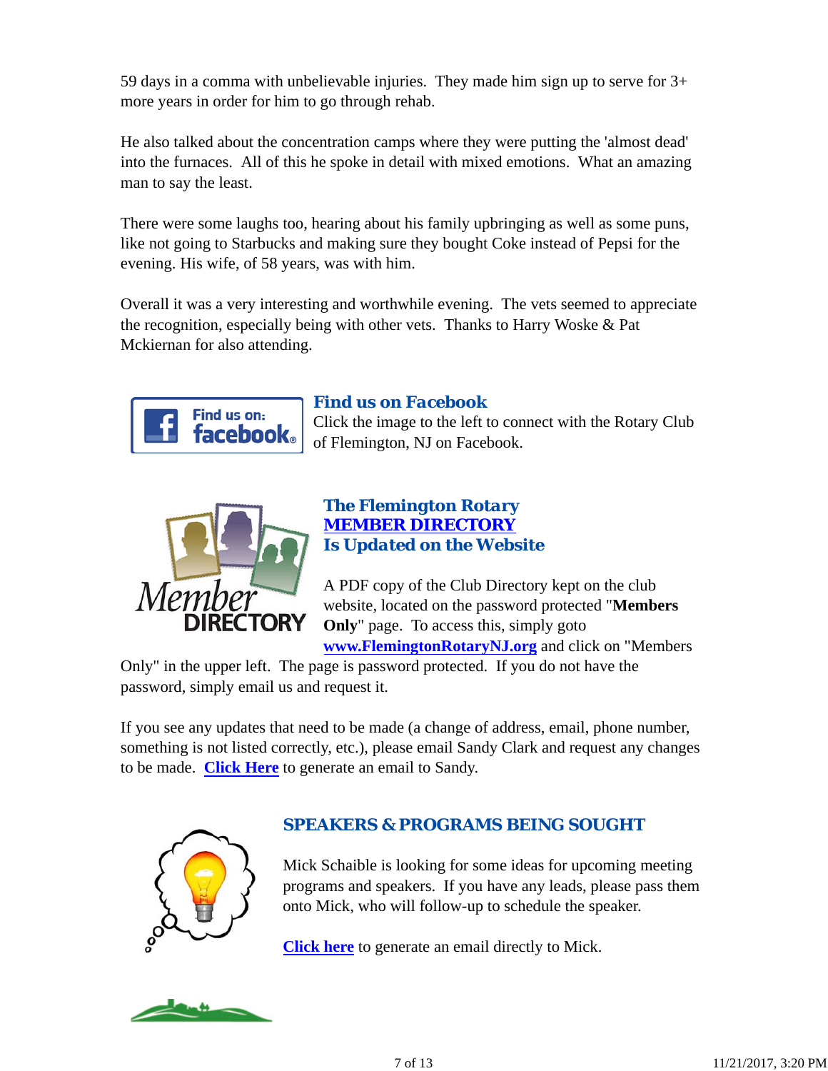59 days in a comma with unbelievable injuries. They made him sign up to serve for 3+ more years in order for him to go through rehab.

He also talked about the concentration camps where they were putting the 'almost dead' into the furnaces. All of this he spoke in detail with mixed emotions. What an amazing man to say the least.

There were some laughs too, hearing about his family upbringing as well as some puns, like not going to Starbucks and making sure they bought Coke instead of Pepsi for the evening. His wife, of 58 years, was with him.

Overall it was a very interesting and worthwhile evening. The vets seemed to appreciate the recognition, especially being with other vets. Thanks to Harry Woske & Pat Mckiernan for also attending.

### Find us on Facebook

Click the image to the left to connect with the Rotary Club of Flemington, NJ on Facebook.

### The Flemington Rotary MEMBER DIRECTORY Is Updated on the Website

A PDF copy of the Club Directory kept on the club website, located on the password protected "**Members Only**" page. To access this, simply goto **www.FlemingtonRotaryNJ.org** and click on "Members Only" in the upper left. The page is password protected. If you do not have the password, simply email us and request it.

If you see any updates that need to be made (a change of address, email, phone number, something is not listed correctly, etc.), please email Sandy Clark and request any changes to be made. **Click Here** to generate an email to Sandy.

### SPEAKERS & PROGRAMS BEING SOUGHT

Mick Schaible is looking for some ideas for upcoming meeting programs and speakers. If you have any leads, please pass them onto Mick, who will follow-up to schedule the speaker.

**Click here** to generate an email directly to Mick.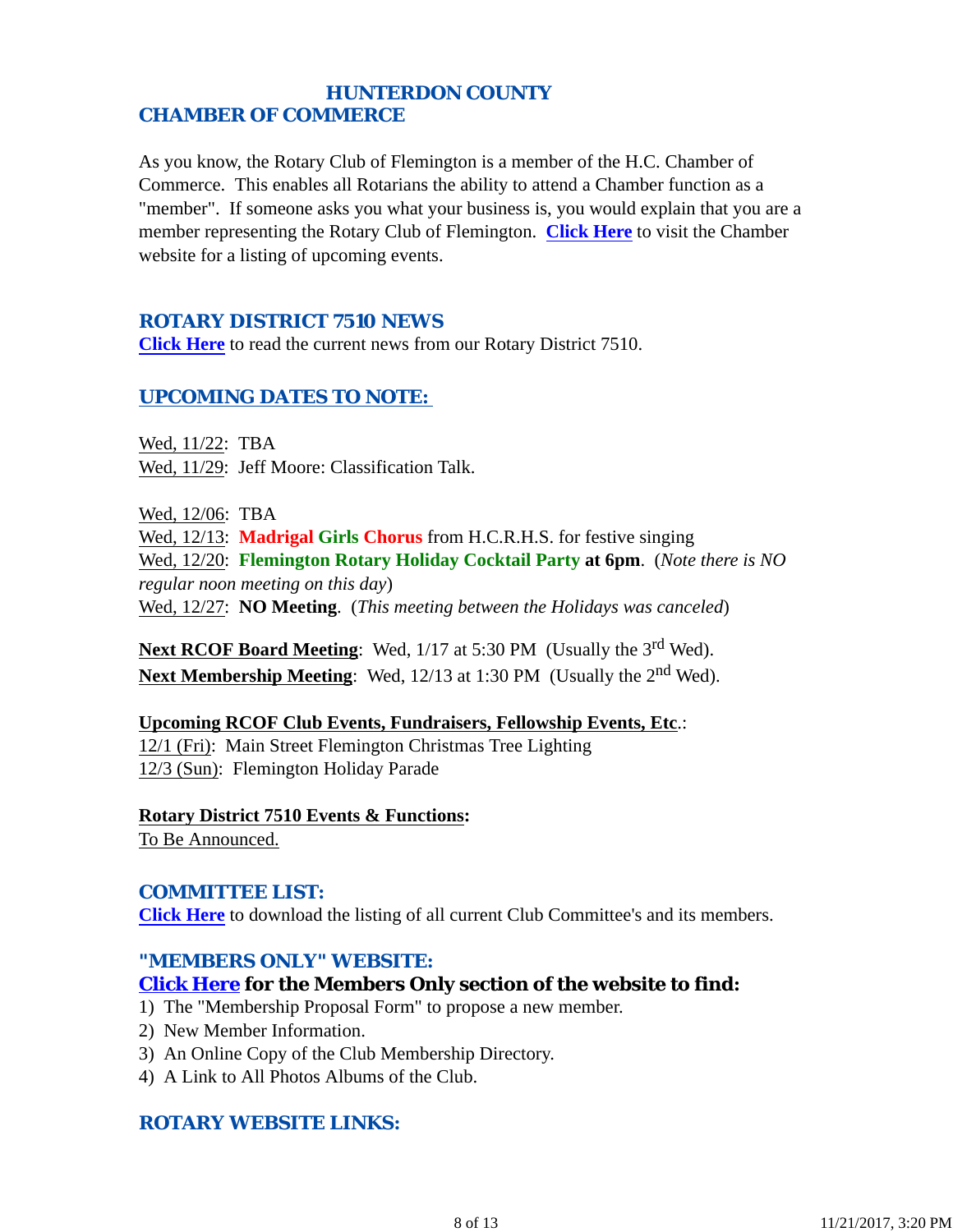## HUNTERDON COUNTY CHAMBER OF COMMERCE

As you know, the Rotary Club of Flemington is a member of the H.C. Chamber of Commerce. This enables all Rotarians the ability to attend a Chamber function as a "member". If someone asks you what your business is, you would explain that you are a member representing the Rotary Club of Flemington. **Click Here** to visit the Chamber website for a listing of upcoming events.

## ROTARY DISTRICT 7510 NEWS

**Click Here** to read the current news from our Rotary District 7510.

## UPCOMING DATES TO NOTE:

Wed, 11/22: TBA
Wed, 11/29: Jeff Moore: Classification Talk.

Wed, 12/06: TBA
Wed, 12/13: **Madrigal Girls Chorus** from H.C.R.H.S. for festive singing
Wed, 12/20: **Flemington Rotary Holiday Cocktail Party at 6pm**. (*Note there is NO regular noon meeting on this day*)
Wed, 12/27: **NO Meeting**. (*This meeting between the Holidays was canceled*)

**Next RCOF Board Meeting**: Wed, 1/17 at 5:30 PM (Usually the 3rd Wed).
**Next Membership Meeting**: Wed, 12/13 at 1:30 PM (Usually the 2nd Wed).

**Upcoming RCOF Club Events, Fundraisers, Fellowship Events, Etc**.:
12/1 (Fri): Main Street Flemington Christmas Tree Lighting
12/3 (Sun): Flemington Holiday Parade

**Rotary District 7510 Events & Functions:**
To Be Announced.

## COMMITTEE LIST:

**Click Here** to download the listing of all current Club Committee's and its members.

## "MEMBERS ONLY" WEBSITE:

### Click Here for the Members Only section of the website to find:

1) The "Membership Proposal Form" to propose a new member.
2) New Member Information.
3) An Online Copy of the Club Membership Directory.
4) A Link to All Photos Albums of the Club.

## ROTARY WEBSITE LINKS: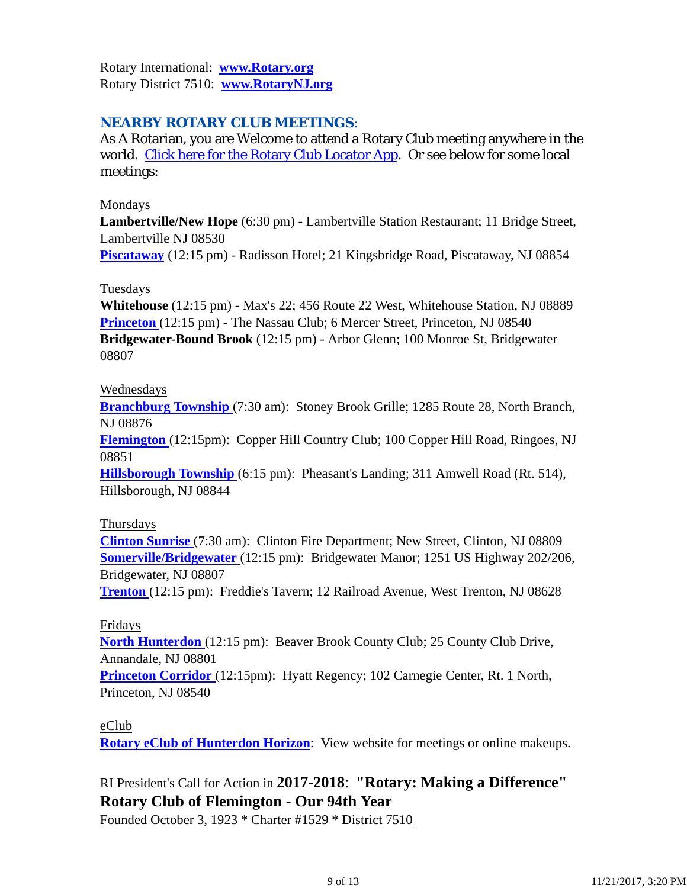Rotary International: **www.Rotary.org**
Rotary District 7510: **www.RotaryNJ.org**

## NEARBY ROTARY CLUB MEETINGS:

As A Rotarian, you are Welcome to attend a Rotary Club meeting anywhere in the world. Click here for the Rotary Club Locator App. Or see below for some local meetings:

Mondays
**Lambertville/New Hope** (6:30 pm) - Lambertville Station Restaurant; 11 Bridge Street, Lambertville NJ 08530
**Piscataway** (12:15 pm) - Radisson Hotel; 21 Kingsbridge Road, Piscataway, NJ 08854

Tuesdays
**Whitehouse** (12:15 pm) - Max's 22; 456 Route 22 West, Whitehouse Station, NJ 08889
**Princeton** (12:15 pm) - The Nassau Club; 6 Mercer Street, Princeton, NJ 08540
**Bridgewater-Bound Brook** (12:15 pm) - Arbor Glenn; 100 Monroe St, Bridgewater 08807

Wednesdays
**Branchburg Township** (7:30 am): Stoney Brook Grille; 1285 Route 28, North Branch, NJ 08876
**Flemington** (12:15pm): Copper Hill Country Club; 100 Copper Hill Road, Ringoes, NJ 08851
**Hillsborough Township** (6:15 pm): Pheasant's Landing; 311 Amwell Road (Rt. 514), Hillsborough, NJ 08844

Thursdays
**Clinton Sunrise** (7:30 am): Clinton Fire Department; New Street, Clinton, NJ 08809
**Somerville/Bridgewater** (12:15 pm): Bridgewater Manor; 1251 US Highway 202/206, Bridgewater, NJ 08807
**Trenton** (12:15 pm): Freddie's Tavern; 12 Railroad Avenue, West Trenton, NJ 08628

Fridays
**North Hunterdon** (12:15 pm): Beaver Brook County Club; 25 County Club Drive, Annandale, NJ 08801
**Princeton Corridor** (12:15pm): Hyatt Regency; 102 Carnegie Center, Rt. 1 North, Princeton, NJ 08540

eClub
**Rotary eClub of Hunterdon Horizon**: View website for meetings or online makeups.

RI President's Call for Action in **2017-2018**: **"Rotary: Making a Difference"**
**Rotary Club of Flemington - Our 94th Year**
Founded October 3, 1923 * Charter #1529 * District 7510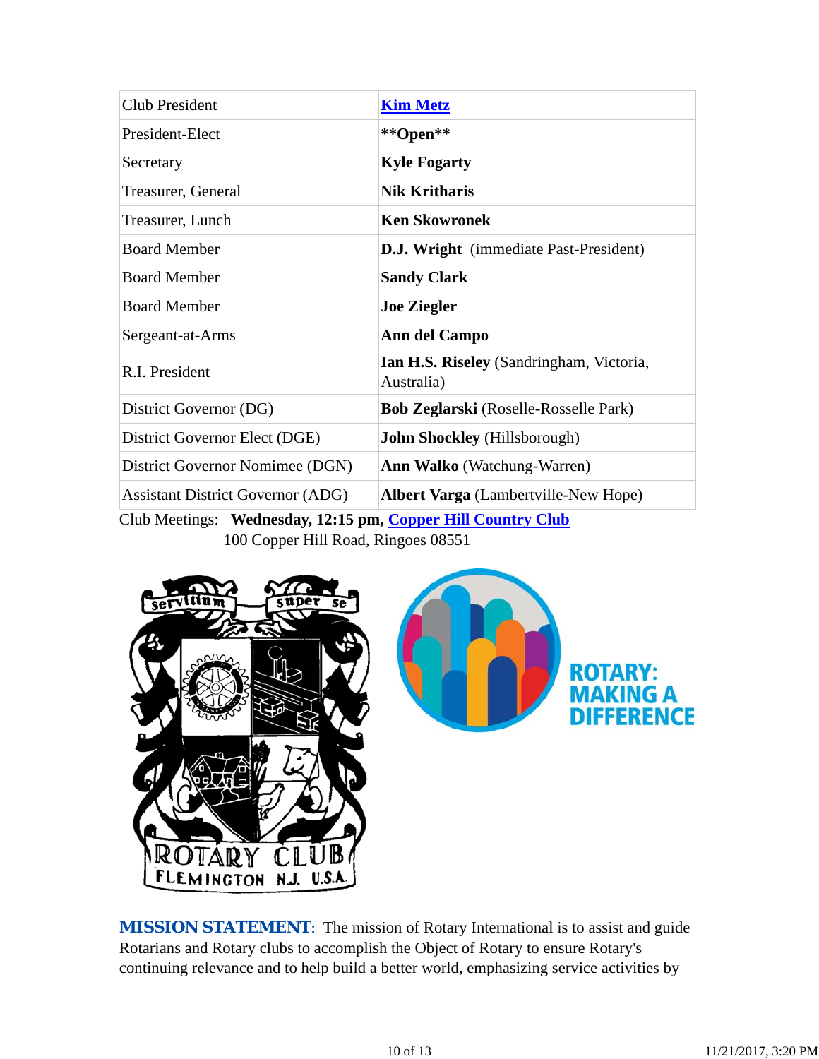| | |
|---|---|
| Club President | **[Kim Metz]** |
| President-Elect | **\*\*Open\*\*** |
| Secretary | **Kyle Fogarty** |
| Treasurer, General | **Nik Kritharis** |
| Treasurer, Lunch | **Ken Skowronek** |
| Board Member | **D.J. Wright** (immediate Past-President) |
| Board Member | **Sandy Clark** |
| Board Member | **Joe Ziegler** |
| Sergeant-at-Arms | **Ann del Campo** |
| R.I. President | **Ian H.S. Riseley** (Sandringham, Victoria, Australia) |
| District Governor (DG) | **Bob Zeglarski** (Roselle-Rosselle Park) |
| District Governor Elect (DGE) | **John Shockley** (Hillsborough) |
| District Governor Nomimee (DGN) | **Ann Walko** (Watchung-Warren) |
| Assistant District Governor (ADG) | **Albert Varga** (Lambertville-New Hope) |

Club Meetings: **Wednesday, 12:15 pm, Copper Hill Country Club**
100 Copper Hill Road, Ringoes 08551

**MISSION STATEMENT**: The mission of Rotary International is to assist and guide Rotarians and Rotary clubs to accomplish the Object of Rotary to ensure Rotary's continuing relevance and to help build a better world, emphasizing service activities by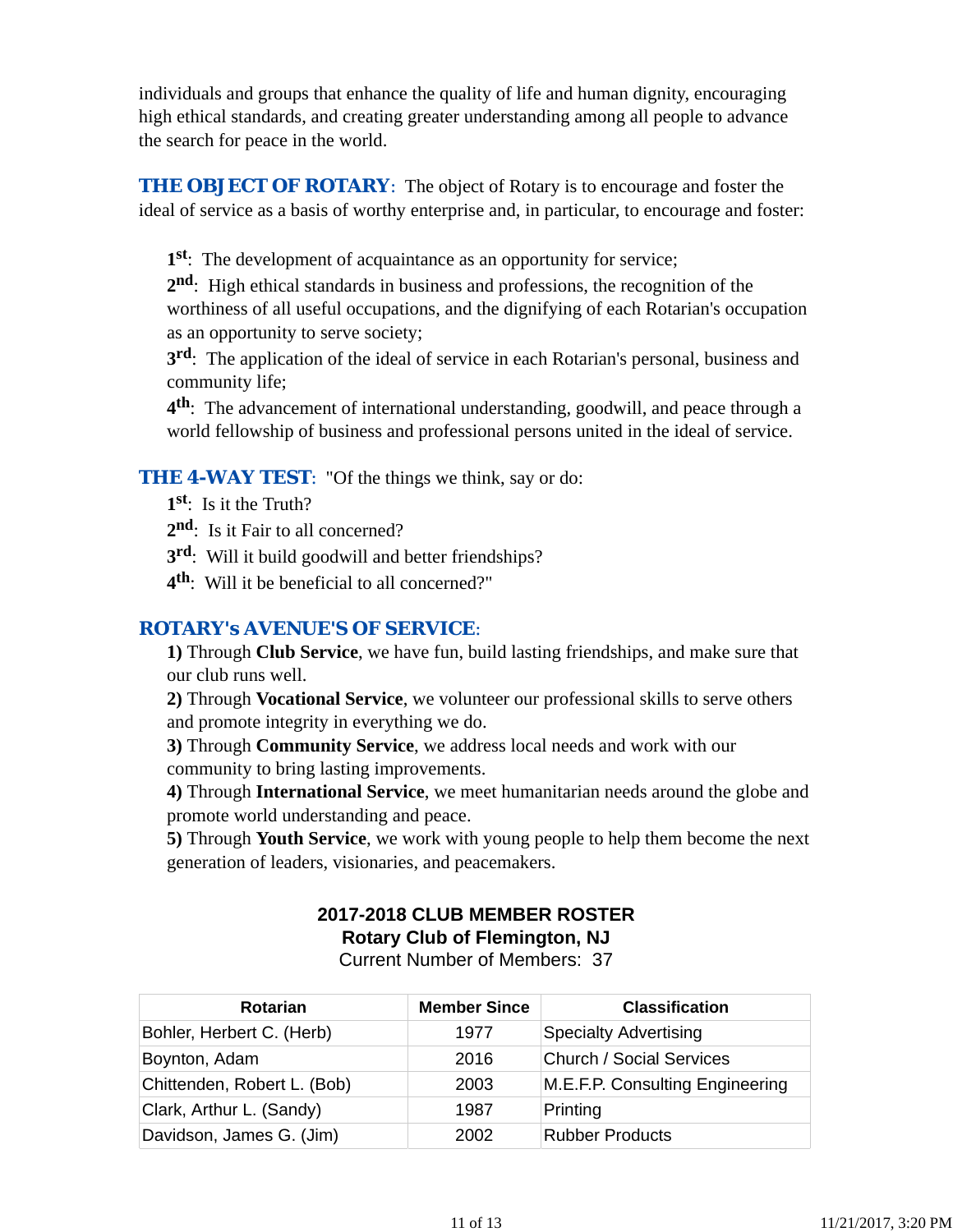individuals and groups that enhance the quality of life and human dignity, encouraging high ethical standards, and creating greater understanding among all people to advance the search for peace in the world.

**THE OBJECT OF ROTARY**: The object of Rotary is to encourage and foster the ideal of service as a basis of worthy enterprise and, in particular, to encourage and foster:

**1st**: The development of acquaintance as an opportunity for service;
**2nd**: High ethical standards in business and professions, the recognition of the worthiness of all useful occupations, and the dignifying of each Rotarian's occupation as an opportunity to serve society;
**3rd**: The application of the ideal of service in each Rotarian's personal, business and community life;
**4th**: The advancement of international understanding, goodwill, and peace through a world fellowship of business and professional persons united in the ideal of service.

**THE 4-WAY TEST**: "Of the things we think, say or do:
**1st**: Is it the Truth?
**2nd**: Is it Fair to all concerned?
**3rd**: Will it build goodwill and better friendships?
**4th**: Will it be beneficial to all concerned?"

***ROTARY's AVENUE'S OF SERVICE***:
**1)** Through **Club Service**, we have fun, build lasting friendships, and make sure that our club runs well.
**2)** Through **Vocational Service**, we volunteer our professional skills to serve others and promote integrity in everything we do.
**3)** Through **Community Service**, we address local needs and work with our community to bring lasting improvements.
**4)** Through **International Service**, we meet humanitarian needs around the globe and promote world understanding and peace.
**5)** Through **Youth Service**, we work with young people to help them become the next generation of leaders, visionaries, and peacemakers.

**2017-2018 CLUB MEMBER ROSTER**
**Rotary Club of Flemington, NJ**
Current Number of Members: 37

| Rotarian | Member Since | Classification |
|---|---|---|
| Bohler, Herbert C. (Herb) | 1977 | Specialty Advertising |
| Boynton, Adam | 2016 | Church / Social Services |
| Chittenden, Robert L. (Bob) | 2003 | M.E.F.P. Consulting Engineering |
| Clark, Arthur L. (Sandy) | 1987 | Printing |
| Davidson, James G. (Jim) | 2002 | Rubber Products |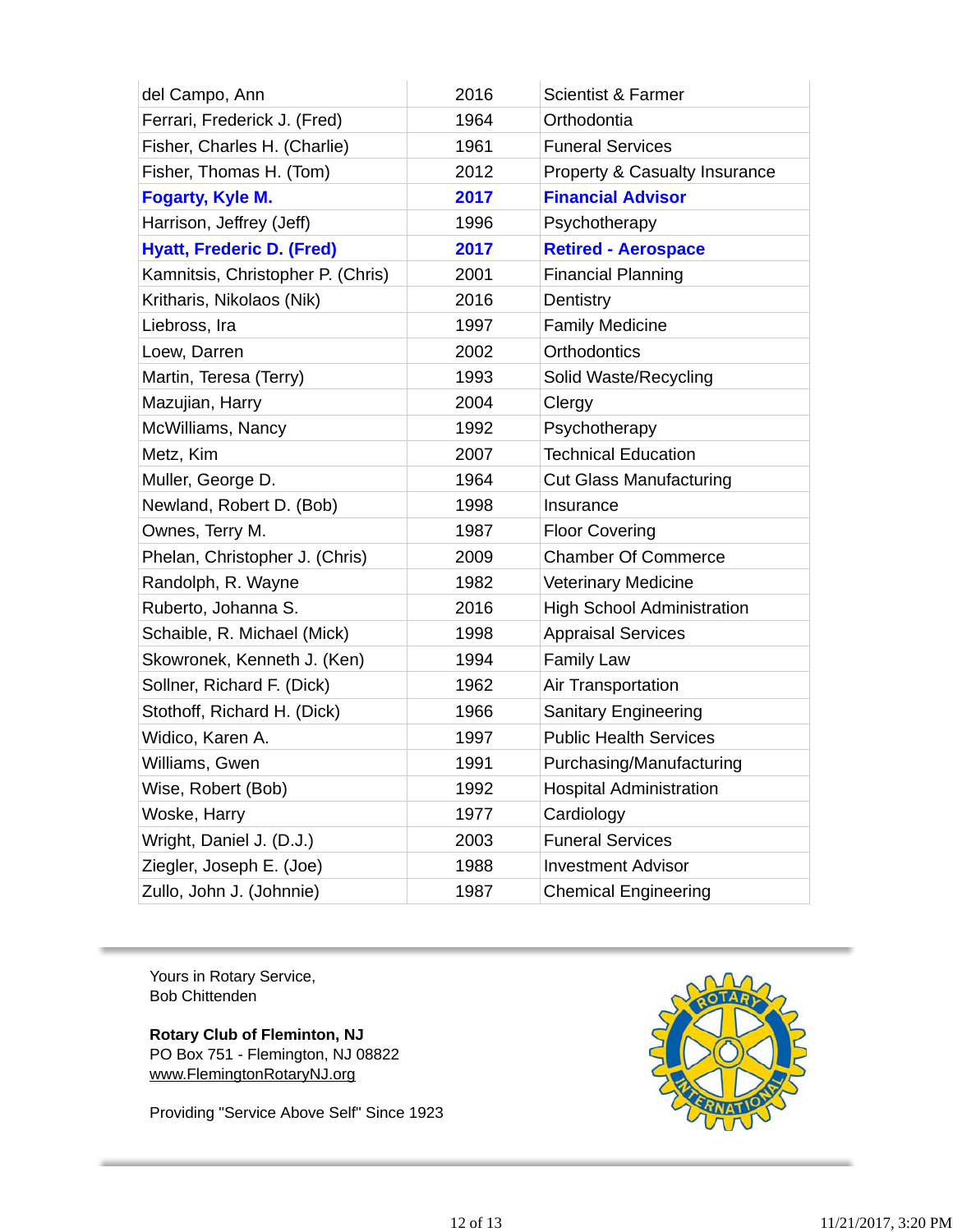| | | |
|---|---|---|
| del Campo, Ann | 2016 | Scientist & Farmer |
| Ferrari, Frederick J. (Fred) | 1964 | Orthodontia |
| Fisher, Charles H. (Charlie) | 1961 | Funeral Services |
| Fisher, Thomas H. (Tom) | 2012 | Property & Casualty Insurance |
| **Fogarty, Kyle M.** | **2017** | **Financial Advisor** |
| Harrison, Jeffrey (Jeff) | 1996 | Psychotherapy |
| **Hyatt, Frederic D. (Fred)** | **2017** | **Retired - Aerospace** |
| Kamnitsis, Christopher P. (Chris) | 2001 | Financial Planning |
| Kritharis, Nikolaos (Nik) | 2016 | Dentistry |
| Liebross, Ira | 1997 | Family Medicine |
| Loew, Darren | 2002 | Orthodontics |
| Martin, Teresa (Terry) | 1993 | Solid Waste/Recycling |
| Mazujian, Harry | 2004 | Clergy |
| McWilliams, Nancy | 1992 | Psychotherapy |
| Metz, Kim | 2007 | Technical Education |
| Muller, George D. | 1964 | Cut Glass Manufacturing |
| Newland, Robert D. (Bob) | 1998 | Insurance |
| Ownes, Terry M. | 1987 | Floor Covering |
| Phelan, Christopher J. (Chris) | 2009 | Chamber Of Commerce |
| Randolph, R. Wayne | 1982 | Veterinary Medicine |
| Ruberto, Johanna S. | 2016 | High School Administration |
| Schaible, R. Michael (Mick) | 1998 | Appraisal Services |
| Skowronek, Kenneth J. (Ken) | 1994 | Family Law |
| Sollner, Richard F. (Dick) | 1962 | Air Transportation |
| Stothoff, Richard H. (Dick) | 1966 | Sanitary Engineering |
| Widico, Karen A. | 1997 | Public Health Services |
| Williams, Gwen | 1991 | Purchasing/Manufacturing |
| Wise, Robert (Bob) | 1992 | Hospital Administration |
| Woske, Harry | 1977 | Cardiology |
| Wright, Daniel J. (D.J.) | 2003 | Funeral Services |
| Ziegler, Joseph E. (Joe) | 1988 | Investment Advisor |
| Zullo, John J. (Johnnie) | 1987 | Chemical Engineering |

Yours in Rotary Service,
Bob Chittenden

**Rotary Club of Fleminton, NJ**
PO Box 751 - Flemington, NJ 08822
www.FlemingtonRotaryNJ.org

Providing "Service Above Self" Since 1923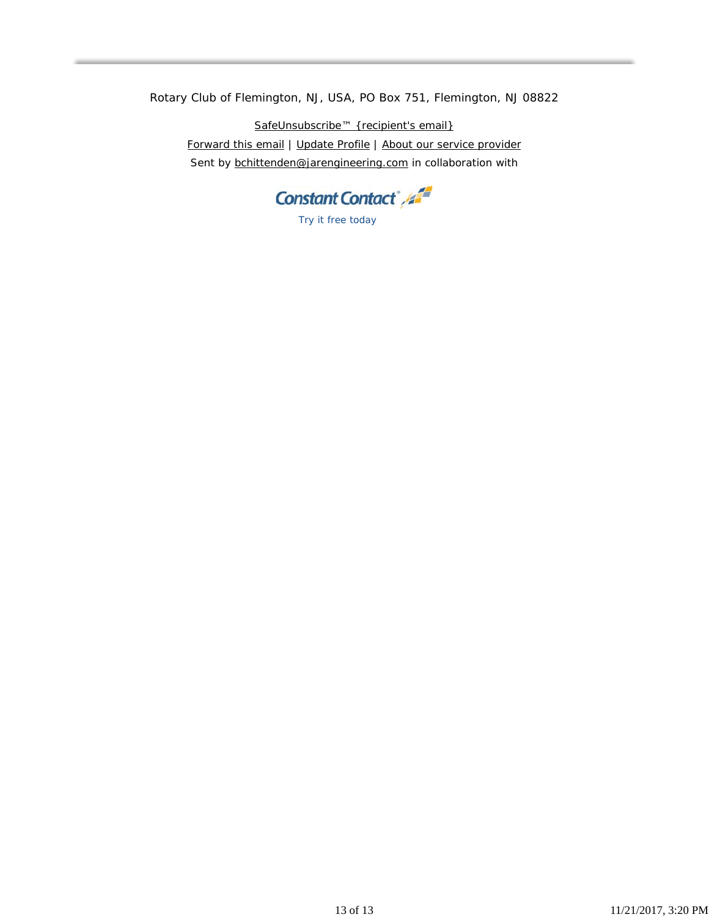Rotary Club of Flemington, NJ, USA, PO Box 751, Flemington, NJ 08822

SafeUnsubscribe™ {recipient's email}

Forward this email | Update Profile | About our service provider

Sent by bchittenden@jarengineering.com in collaboration with

Constant Contact

Try it free today